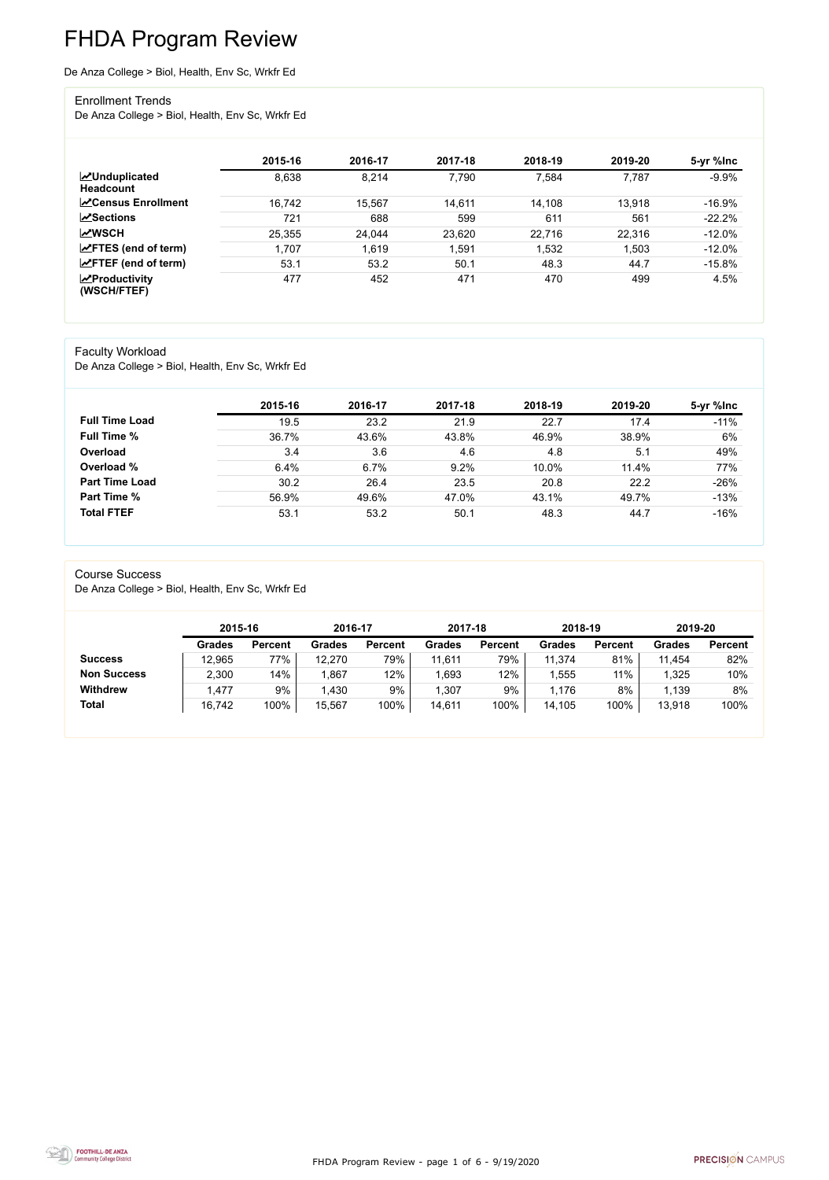# FHDA Program Review

De Anza College > Biol, Health, Env Sc, Wrkfr Ed

## Enrollment Trends

De Anza College > Biol, Health, Env Sc, Wrkfr Ed

| | 2015-16 | 2016-17 | 2017-18 | 2018-19 | 2019-20 | 5-yr %Inc |
|---|---|---|---|---|---|---|
| **Unduplicated Headcount** | 8,638 | 8,214 | 7,790 | 7,584 | 7,787 | -9.9% |
| **Census Enrollment** | 16,742 | 15,567 | 14,611 | 14,108 | 13,918 | -16.9% |
| **Sections** | 721 | 688 | 599 | 611 | 561 | -22.2% |
| **WSCH** | 25,355 | 24,044 | 23,620 | 22,716 | 22,316 | -12.0% |
| **FTES (end of term)** | 1,707 | 1,619 | 1,591 | 1,532 | 1,503 | -12.0% |
| **FTEF (end of term)** | 53.1 | 53.2 | 50.1 | 48.3 | 44.7 | -15.8% |
| **Productivity (WSCH/FTEF)** | 477 | 452 | 471 | 470 | 499 | 4.5% |

## Faculty Workload

De Anza College > Biol, Health, Env Sc, Wrkfr Ed

| | 2015-16 | 2016-17 | 2017-18 | 2018-19 | 2019-20 | 5-yr %Inc |
|---|---|---|---|---|---|---|
| **Full Time Load** | 19.5 | 23.2 | 21.9 | 22.7 | 17.4 | -11% |
| **Full Time %** | 36.7% | 43.6% | 43.8% | 46.9% | 38.9% | 6% |
| **Overload** | 3.4 | 3.6 | 4.6 | 4.8 | 5.1 | 49% |
| **Overload %** | 6.4% | 6.7% | 9.2% | 10.0% | 11.4% | 77% |
| **Part Time Load** | 30.2 | 26.4 | 23.5 | 20.8 | 22.2 | -26% |
| **Part Time %** | 56.9% | 49.6% | 47.0% | 43.1% | 49.7% | -13% |
| **Total FTEF** | 53.1 | 53.2 | 50.1 | 48.3 | 44.7 | -16% |

## Course Success

De Anza College > Biol, Health, Env Sc, Wrkfr Ed

| | 2015-16 | | 2016-17 | | 2017-18 | | 2018-19 | | 2019-20 | |
|---|---|---|---|---|---|---|---|---|---|---|
| | Grades | Percent | Grades | Percent | Grades | Percent | Grades | Percent | Grades | Percent |
| **Success** | 12,965 | 77% | 12,270 | 79% | 11,611 | 79% | 11,374 | 81% | 11,454 | 82% |
| **Non Success** | 2,300 | 14% | 1,867 | 12% | 1,693 | 12% | 1,555 | 11% | 1,325 | 10% |
| **Withdrew** | 1,477 | 9% | 1,430 | 9% | 1,307 | 9% | 1,176 | 8% | 1,139 | 8% |
| **Total** | 16,742 | 100% | 15,567 | 100% | 14,611 | 100% | 14,105 | 100% | 13,918 | 100% |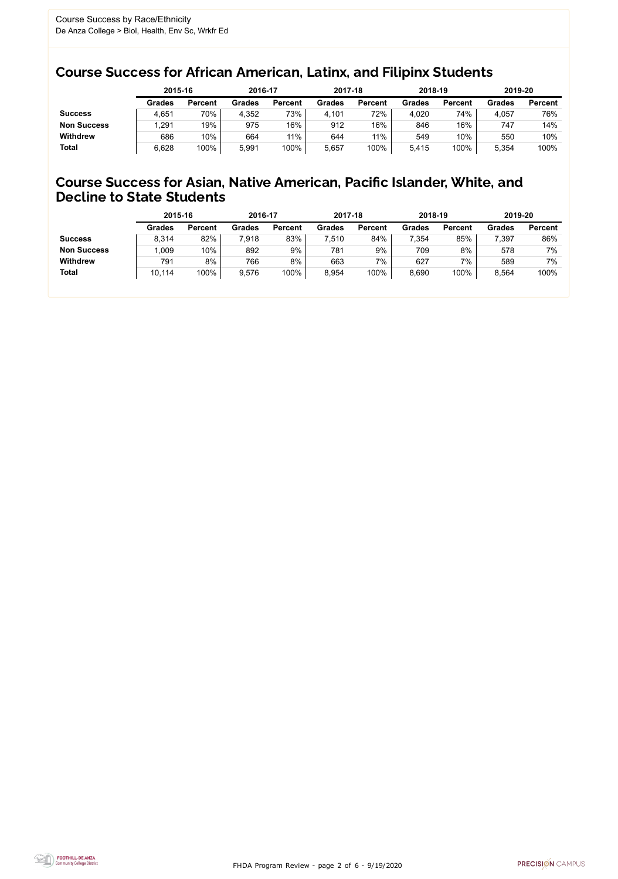Course Success by Race/Ethnicity
De Anza College > Biol, Health, Env Sc, Wrkfr Ed

## Course Success for African American, Latinx, and Filipinx Students

| | 2015-16 | | 2016-17 | | 2017-18 | | 2018-19 | | 2019-20 | |
|---|---|---|---|---|---|---|---|---|---|---|
| | Grades | Percent | Grades | Percent | Grades | Percent | Grades | Percent | Grades | Percent |
| **Success** | 4,651 | 70% | 4,352 | 73% | 4,101 | 72% | 4,020 | 74% | 4,057 | 76% |
| **Non Success** | 1,291 | 19% | 975 | 16% | 912 | 16% | 846 | 16% | 747 | 14% |
| **Withdrew** | 686 | 10% | 664 | 11% | 644 | 11% | 549 | 10% | 550 | 10% |
| **Total** | 6,628 | 100% | 5,991 | 100% | 5,657 | 100% | 5,415 | 100% | 5,354 | 100% |

## Course Success for Asian, Native American, Pacific Islander, White, and Decline to State Students

| | 2015-16 | | 2016-17 | | 2017-18 | | 2018-19 | | 2019-20 | |
|---|---|---|---|---|---|---|---|---|---|---|
| | Grades | Percent | Grades | Percent | Grades | Percent | Grades | Percent | Grades | Percent |
| **Success** | 8,314 | 82% | 7,918 | 83% | 7,510 | 84% | 7,354 | 85% | 7,397 | 86% |
| **Non Success** | 1,009 | 10% | 892 | 9% | 781 | 9% | 709 | 8% | 578 | 7% |
| **Withdrew** | 791 | 8% | 766 | 8% | 663 | 7% | 627 | 7% | 589 | 7% |
| **Total** | 10,114 | 100% | 9,576 | 100% | 8,954 | 100% | 8,690 | 100% | 8,564 | 100% |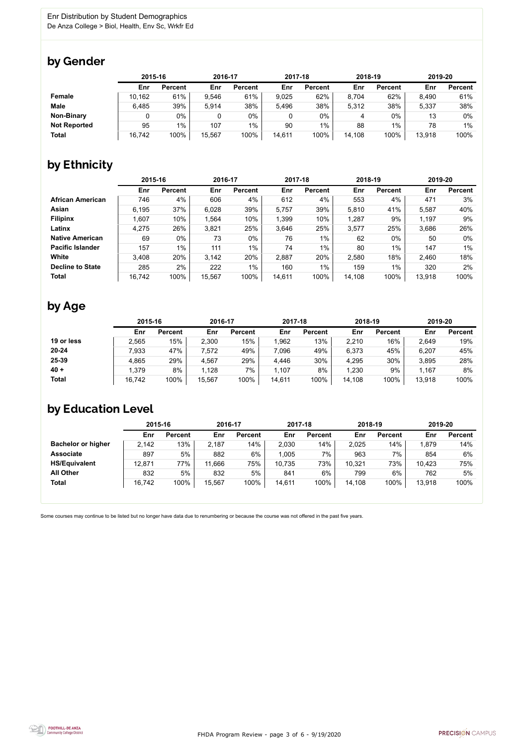Enr Distribution by Student Demographics

De Anza College > Biol, Health, Env Sc, Wrkfr Ed

## by Gender

| | 2015-16 | | 2016-17 | | 2017-18 | | 2018-19 | | 2019-20 | |
|---|---|---|---|---|---|---|---|---|---|---|
| | Enr | Percent | Enr | Percent | Enr | Percent | Enr | Percent | Enr | Percent |
| **Female** | 10,162 | 61% | 9,546 | 61% | 9,025 | 62% | 8,704 | 62% | 8,490 | 61% |
| **Male** | 6,485 | 39% | 5,914 | 38% | 5,496 | 38% | 5,312 | 38% | 5,337 | 38% |
| **Non-Binary** | 0 | 0% | 0 | 0% | 0 | 0% | 4 | 0% | 13 | 0% |
| **Not Reported** | 95 | 1% | 107 | 1% | 90 | 1% | 88 | 1% | 78 | 1% |
| **Total** | 16,742 | 100% | 15,567 | 100% | 14,611 | 100% | 14,108 | 100% | 13,918 | 100% |

## by Ethnicity

| | 2015-16 | | 2016-17 | | 2017-18 | | 2018-19 | | 2019-20 | |
|---|---|---|---|---|---|---|---|---|---|---|
| | Enr | Percent | Enr | Percent | Enr | Percent | Enr | Percent | Enr | Percent |
| **African American** | 746 | 4% | 606 | 4% | 612 | 4% | 553 | 4% | 471 | 3% |
| **Asian** | 6,195 | 37% | 6,028 | 39% | 5,757 | 39% | 5,810 | 41% | 5,587 | 40% |
| **Filipinx** | 1,607 | 10% | 1,564 | 10% | 1,399 | 10% | 1,287 | 9% | 1,197 | 9% |
| **Latinx** | 4,275 | 26% | 3,821 | 25% | 3,646 | 25% | 3,577 | 25% | 3,686 | 26% |
| **Native American** | 69 | 0% | 73 | 0% | 76 | 1% | 62 | 0% | 50 | 0% |
| **Pacific Islander** | 157 | 1% | 111 | 1% | 74 | 1% | 80 | 1% | 147 | 1% |
| **White** | 3,408 | 20% | 3,142 | 20% | 2,887 | 20% | 2,580 | 18% | 2,460 | 18% |
| **Decline to State** | 285 | 2% | 222 | 1% | 160 | 1% | 159 | 1% | 320 | 2% |
| **Total** | 16,742 | 100% | 15,567 | 100% | 14,611 | 100% | 14,108 | 100% | 13,918 | 100% |

## by Age

| | 2015-16 | | 2016-17 | | 2017-18 | | 2018-19 | | 2019-20 | |
|---|---|---|---|---|---|---|---|---|---|---|
| | Enr | Percent | Enr | Percent | Enr | Percent | Enr | Percent | Enr | Percent |
| **19 or less** | 2,565 | 15% | 2,300 | 15% | 1,962 | 13% | 2,210 | 16% | 2,649 | 19% |
| **20-24** | 7,933 | 47% | 7,572 | 49% | 7,096 | 49% | 6,373 | 45% | 6,207 | 45% |
| **25-39** | 4,865 | 29% | 4,567 | 29% | 4,446 | 30% | 4,295 | 30% | 3,895 | 28% |
| **40 +** | 1,379 | 8% | 1,128 | 7% | 1,107 | 8% | 1,230 | 9% | 1,167 | 8% |
| **Total** | 16,742 | 100% | 15,567 | 100% | 14,611 | 100% | 14,108 | 100% | 13,918 | 100% |

## by Education Level

| | 2015-16 | | 2016-17 | | 2017-18 | | 2018-19 | | 2019-20 | |
|---|---|---|---|---|---|---|---|---|---|---|
| | Enr | Percent | Enr | Percent | Enr | Percent | Enr | Percent | Enr | Percent |
| **Bachelor or higher** | 2,142 | 13% | 2,187 | 14% | 2,030 | 14% | 2,025 | 14% | 1,879 | 14% |
| **Associate** | 897 | 5% | 882 | 6% | 1,005 | 7% | 963 | 7% | 854 | 6% |
| **HS/Equivalent** | 12,871 | 77% | 11,666 | 75% | 10,735 | 73% | 10,321 | 73% | 10,423 | 75% |
| **All Other** | 832 | 5% | 832 | 5% | 841 | 6% | 799 | 6% | 762 | 5% |
| **Total** | 16,742 | 100% | 15,567 | 100% | 14,611 | 100% | 14,108 | 100% | 13,918 | 100% |

Some courses may continue to be listed but no longer have data due to renumbering or because the course was not offered in the past five years.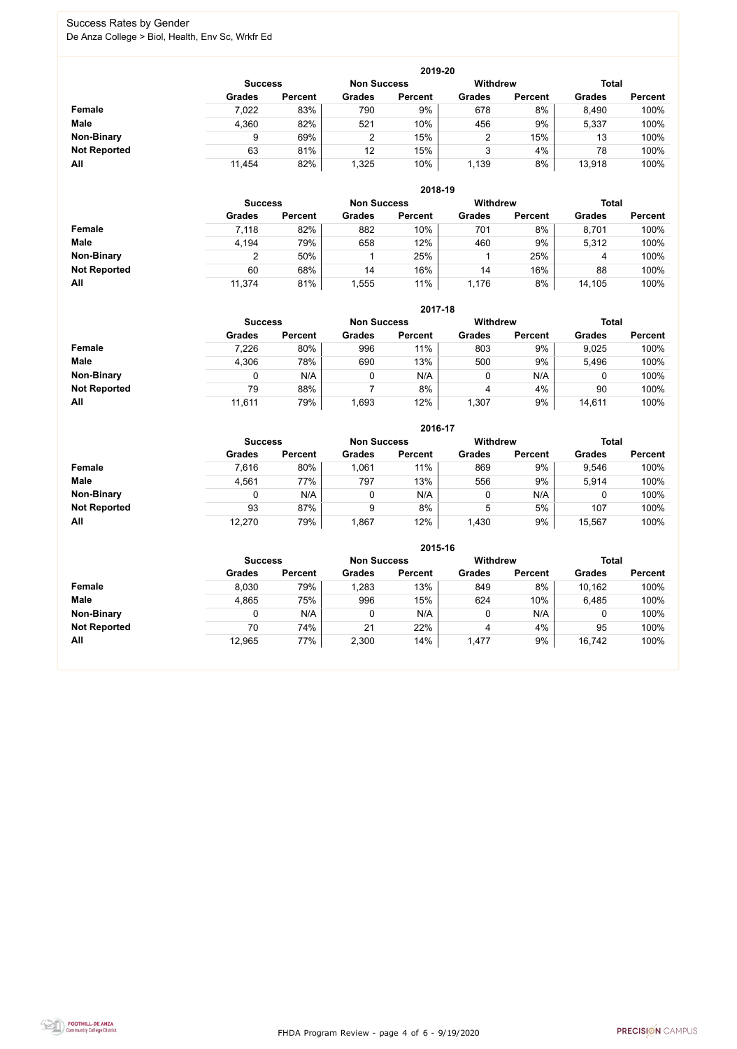# Success Rates by Gender

De Anza College > Biol, Health, Env Sc, Wrkfr Ed

### 2019-20

| | Success | | Non Success | | Withdrew | | Total | |
|---|---|---|---|---|---|---|---|---|
| | Grades | Percent | Grades | Percent | Grades | Percent | Grades | Percent |
| **Female** | 7,022 | 83% | 790 | 9% | 678 | 8% | 8,490 | 100% |
| **Male** | 4,360 | 82% | 521 | 10% | 456 | 9% | 5,337 | 100% |
| **Non-Binary** | 9 | 69% | 2 | 15% | 2 | 15% | 13 | 100% |
| **Not Reported** | 63 | 81% | 12 | 15% | 3 | 4% | 78 | 100% |
| **All** | 11,454 | 82% | 1,325 | 10% | 1,139 | 8% | 13,918 | 100% |

### 2018-19

| | Success | | Non Success | | Withdrew | | Total | |
|---|---|---|---|---|---|---|---|---|
| | Grades | Percent | Grades | Percent | Grades | Percent | Grades | Percent |
| **Female** | 7,118 | 82% | 882 | 10% | 701 | 8% | 8,701 | 100% |
| **Male** | 4,194 | 79% | 658 | 12% | 460 | 9% | 5,312 | 100% |
| **Non-Binary** | 2 | 50% | 1 | 25% | 1 | 25% | 4 | 100% |
| **Not Reported** | 60 | 68% | 14 | 16% | 14 | 16% | 88 | 100% |
| **All** | 11,374 | 81% | 1,555 | 11% | 1,176 | 8% | 14,105 | 100% |

### 2017-18

| | Success | | Non Success | | Withdrew | | Total | |
|---|---|---|---|---|---|---|---|---|
| | Grades | Percent | Grades | Percent | Grades | Percent | Grades | Percent |
| **Female** | 7,226 | 80% | 996 | 11% | 803 | 9% | 9,025 | 100% |
| **Male** | 4,306 | 78% | 690 | 13% | 500 | 9% | 5,496 | 100% |
| **Non-Binary** | 0 | N/A | 0 | N/A | 0 | N/A | 0 | 100% |
| **Not Reported** | 79 | 88% | 7 | 8% | 4 | 4% | 90 | 100% |
| **All** | 11,611 | 79% | 1,693 | 12% | 1,307 | 9% | 14,611 | 100% |

### 2016-17

| | Success | | Non Success | | Withdrew | | Total | |
|---|---|---|---|---|---|---|---|---|
| | Grades | Percent | Grades | Percent | Grades | Percent | Grades | Percent |
| **Female** | 7,616 | 80% | 1,061 | 11% | 869 | 9% | 9,546 | 100% |
| **Male** | 4,561 | 77% | 797 | 13% | 556 | 9% | 5,914 | 100% |
| **Non-Binary** | 0 | N/A | 0 | N/A | 0 | N/A | 0 | 100% |
| **Not Reported** | 93 | 87% | 9 | 8% | 5 | 5% | 107 | 100% |
| **All** | 12,270 | 79% | 1,867 | 12% | 1,430 | 9% | 15,567 | 100% |

### 2015-16

| | Success | | Non Success | | Withdrew | | Total | |
|---|---|---|---|---|---|---|---|---|
| | Grades | Percent | Grades | Percent | Grades | Percent | Grades | Percent |
| **Female** | 8,030 | 79% | 1,283 | 13% | 849 | 8% | 10,162 | 100% |
| **Male** | 4,865 | 75% | 996 | 15% | 624 | 10% | 6,485 | 100% |
| **Non-Binary** | 0 | N/A | 0 | N/A | 0 | N/A | 0 | 100% |
| **Not Reported** | 70 | 74% | 21 | 22% | 4 | 4% | 95 | 100% |
| **All** | 12,965 | 77% | 2,300 | 14% | 1,477 | 9% | 16,742 | 100% |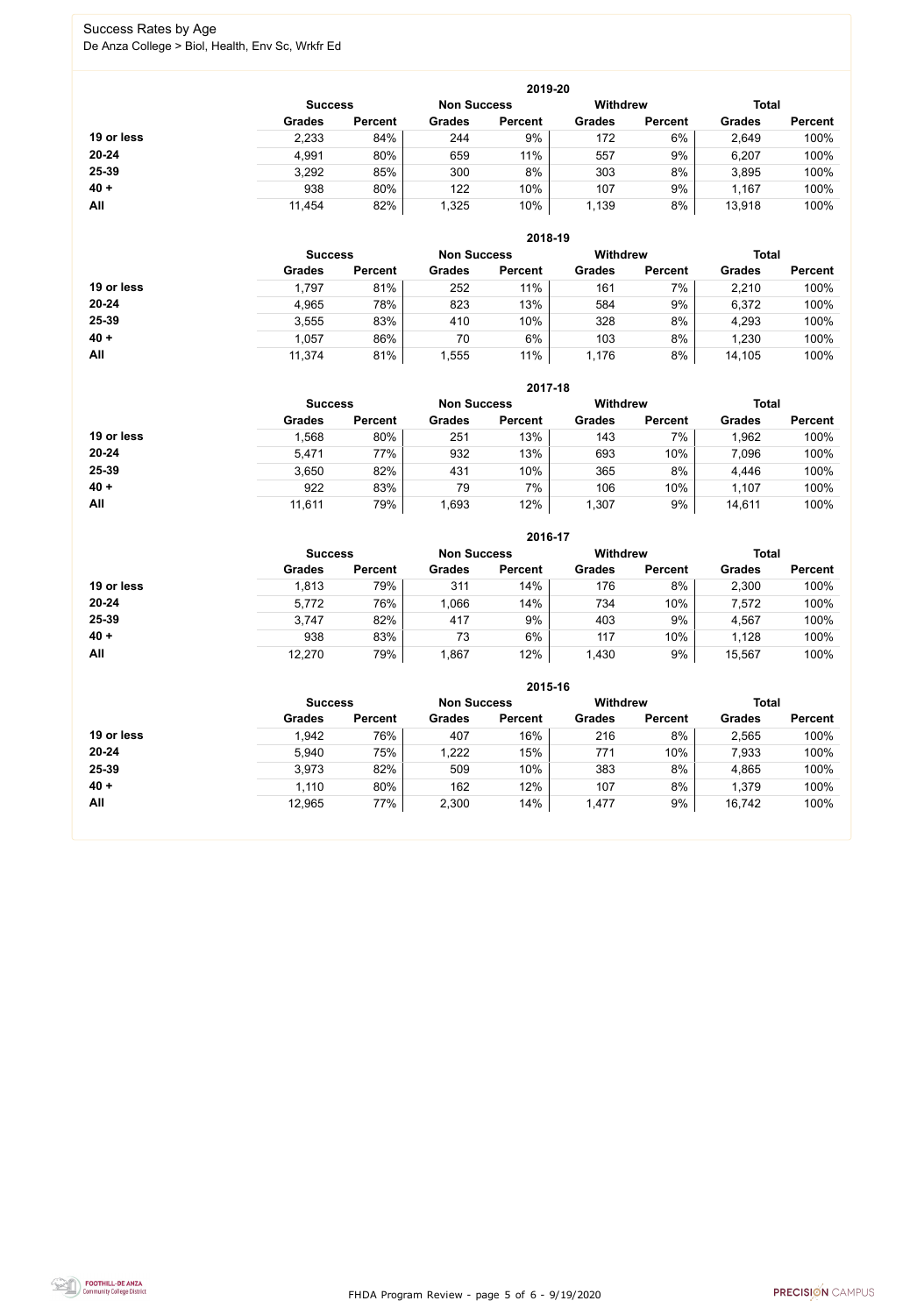Success Rates by Age

De Anza College > Biol, Health, Env Sc, Wrkfr Ed

**2019-20**

| | Success | | Non Success | | Withdrew | | Total | |
|---|---|---|---|---|---|---|---|---|
| | Grades | Percent | Grades | Percent | Grades | Percent | Grades | Percent |
| **19 or less** | 2,233 | 84% | 244 | 9% | 172 | 6% | 2,649 | 100% |
| **20-24** | 4,991 | 80% | 659 | 11% | 557 | 9% | 6,207 | 100% |
| **25-39** | 3,292 | 85% | 300 | 8% | 303 | 8% | 3,895 | 100% |
| **40 +** | 938 | 80% | 122 | 10% | 107 | 9% | 1,167 | 100% |
| **All** | 11,454 | 82% | 1,325 | 10% | 1,139 | 8% | 13,918 | 100% |

**2018-19**

| | Success | | Non Success | | Withdrew | | Total | |
|---|---|---|---|---|---|---|---|---|
| | Grades | Percent | Grades | Percent | Grades | Percent | Grades | Percent |
| **19 or less** | 1,797 | 81% | 252 | 11% | 161 | 7% | 2,210 | 100% |
| **20-24** | 4,965 | 78% | 823 | 13% | 584 | 9% | 6,372 | 100% |
| **25-39** | 3,555 | 83% | 410 | 10% | 328 | 8% | 4,293 | 100% |
| **40 +** | 1,057 | 86% | 70 | 6% | 103 | 8% | 1,230 | 100% |
| **All** | 11,374 | 81% | 1,555 | 11% | 1,176 | 8% | 14,105 | 100% |

**2017-18**

| | Success | | Non Success | | Withdrew | | Total | |
|---|---|---|---|---|---|---|---|---|
| | Grades | Percent | Grades | Percent | Grades | Percent | Grades | Percent |
| **19 or less** | 1,568 | 80% | 251 | 13% | 143 | 7% | 1,962 | 100% |
| **20-24** | 5,471 | 77% | 932 | 13% | 693 | 10% | 7,096 | 100% |
| **25-39** | 3,650 | 82% | 431 | 10% | 365 | 8% | 4,446 | 100% |
| **40 +** | 922 | 83% | 79 | 7% | 106 | 10% | 1,107 | 100% |
| **All** | 11,611 | 79% | 1,693 | 12% | 1,307 | 9% | 14,611 | 100% |

**2016-17**

| | Success | | Non Success | | Withdrew | | Total | |
|---|---|---|---|---|---|---|---|---|
| | Grades | Percent | Grades | Percent | Grades | Percent | Grades | Percent |
| **19 or less** | 1,813 | 79% | 311 | 14% | 176 | 8% | 2,300 | 100% |
| **20-24** | 5,772 | 76% | 1,066 | 14% | 734 | 10% | 7,572 | 100% |
| **25-39** | 3,747 | 82% | 417 | 9% | 403 | 9% | 4,567 | 100% |
| **40 +** | 938 | 83% | 73 | 6% | 117 | 10% | 1,128 | 100% |
| **All** | 12,270 | 79% | 1,867 | 12% | 1,430 | 9% | 15,567 | 100% |

**2015-16**

| | Success | | Non Success | | Withdrew | | Total | |
|---|---|---|---|---|---|---|---|---|
| | Grades | Percent | Grades | Percent | Grades | Percent | Grades | Percent |
| **19 or less** | 1,942 | 76% | 407 | 16% | 216 | 8% | 2,565 | 100% |
| **20-24** | 5,940 | 75% | 1,222 | 15% | 771 | 10% | 7,933 | 100% |
| **25-39** | 3,973 | 82% | 509 | 10% | 383 | 8% | 4,865 | 100% |
| **40 +** | 1,110 | 80% | 162 | 12% | 107 | 8% | 1,379 | 100% |
| **All** | 12,965 | 77% | 2,300 | 14% | 1,477 | 9% | 16,742 | 100% |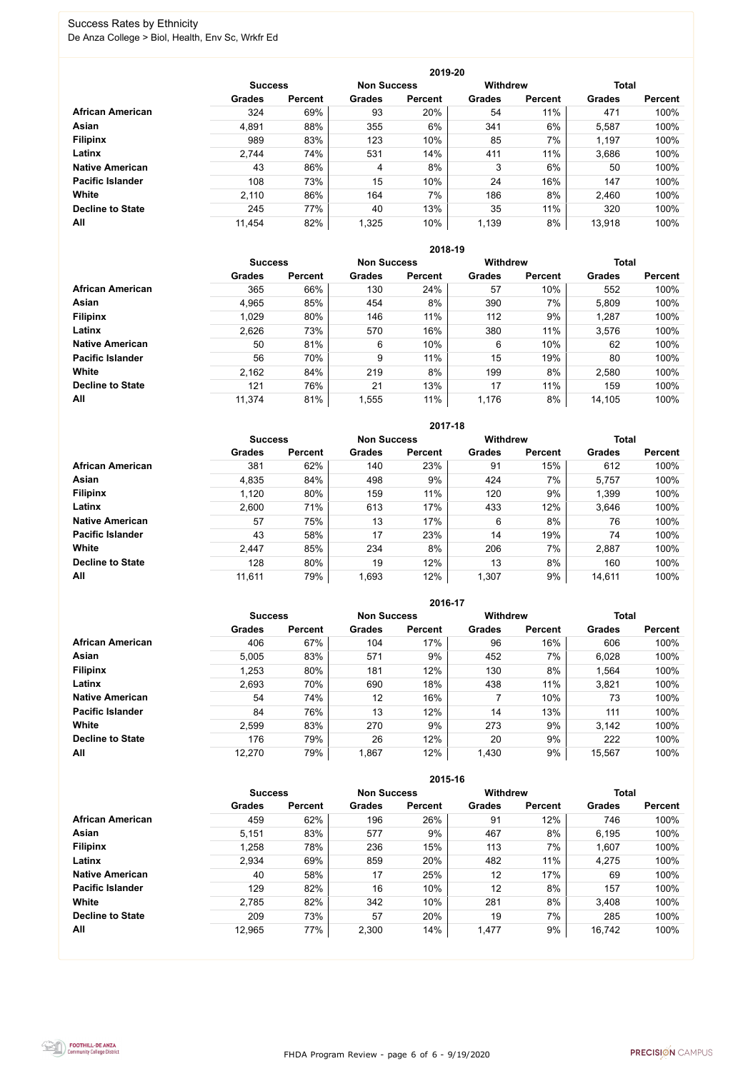# Success Rates by Ethnicity

De Anza College > Biol, Health, Env Sc, Wrkfr Ed

## 2019-20

| | Success | | Non Success | | Withdrew | | Total | |
|---|---|---|---|---|---|---|---|---|
| | Grades | Percent | Grades | Percent | Grades | Percent | Grades | Percent |
| **African American** | 324 | 69% | 93 | 20% | 54 | 11% | 471 | 100% |
| **Asian** | 4,891 | 88% | 355 | 6% | 341 | 6% | 5,587 | 100% |
| **Filipinx** | 989 | 83% | 123 | 10% | 85 | 7% | 1,197 | 100% |
| **Latinx** | 2,744 | 74% | 531 | 14% | 411 | 11% | 3,686 | 100% |
| **Native American** | 43 | 86% | 4 | 8% | 3 | 6% | 50 | 100% |
| **Pacific Islander** | 108 | 73% | 15 | 10% | 24 | 16% | 147 | 100% |
| **White** | 2,110 | 86% | 164 | 7% | 186 | 8% | 2,460 | 100% |
| **Decline to State** | 245 | 77% | 40 | 13% | 35 | 11% | 320 | 100% |
| **All** | 11,454 | 82% | 1,325 | 10% | 1,139 | 8% | 13,918 | 100% |

## 2018-19

| | Success | | Non Success | | Withdrew | | Total | |
|---|---|---|---|---|---|---|---|---|
| | Grades | Percent | Grades | Percent | Grades | Percent | Grades | Percent |
| **African American** | 365 | 66% | 130 | 24% | 57 | 10% | 552 | 100% |
| **Asian** | 4,965 | 85% | 454 | 8% | 390 | 7% | 5,809 | 100% |
| **Filipinx** | 1,029 | 80% | 146 | 11% | 112 | 9% | 1,287 | 100% |
| **Latinx** | 2,626 | 73% | 570 | 16% | 380 | 11% | 3,576 | 100% |
| **Native American** | 50 | 81% | 6 | 10% | 6 | 10% | 62 | 100% |
| **Pacific Islander** | 56 | 70% | 9 | 11% | 15 | 19% | 80 | 100% |
| **White** | 2,162 | 84% | 219 | 8% | 199 | 8% | 2,580 | 100% |
| **Decline to State** | 121 | 76% | 21 | 13% | 17 | 11% | 159 | 100% |
| **All** | 11,374 | 81% | 1,555 | 11% | 1,176 | 8% | 14,105 | 100% |

## 2017-18

| | Success | | Non Success | | Withdrew | | Total | |
|---|---|---|---|---|---|---|---|---|
| | Grades | Percent | Grades | Percent | Grades | Percent | Grades | Percent |
| **African American** | 381 | 62% | 140 | 23% | 91 | 15% | 612 | 100% |
| **Asian** | 4,835 | 84% | 498 | 9% | 424 | 7% | 5,757 | 100% |
| **Filipinx** | 1,120 | 80% | 159 | 11% | 120 | 9% | 1,399 | 100% |
| **Latinx** | 2,600 | 71% | 613 | 17% | 433 | 12% | 3,646 | 100% |
| **Native American** | 57 | 75% | 13 | 17% | 6 | 8% | 76 | 100% |
| **Pacific Islander** | 43 | 58% | 17 | 23% | 14 | 19% | 74 | 100% |
| **White** | 2,447 | 85% | 234 | 8% | 206 | 7% | 2,887 | 100% |
| **Decline to State** | 128 | 80% | 19 | 12% | 13 | 8% | 160 | 100% |
| **All** | 11,611 | 79% | 1,693 | 12% | 1,307 | 9% | 14,611 | 100% |

## 2016-17

| | Success | | Non Success | | Withdrew | | Total | |
|---|---|---|---|---|---|---|---|---|
| | Grades | Percent | Grades | Percent | Grades | Percent | Grades | Percent |
| **African American** | 406 | 67% | 104 | 17% | 96 | 16% | 606 | 100% |
| **Asian** | 5,005 | 83% | 571 | 9% | 452 | 7% | 6,028 | 100% |
| **Filipinx** | 1,253 | 80% | 181 | 12% | 130 | 8% | 1,564 | 100% |
| **Latinx** | 2,693 | 70% | 690 | 18% | 438 | 11% | 3,821 | 100% |
| **Native American** | 54 | 74% | 12 | 16% | 7 | 10% | 73 | 100% |
| **Pacific Islander** | 84 | 76% | 13 | 12% | 14 | 13% | 111 | 100% |
| **White** | 2,599 | 83% | 270 | 9% | 273 | 9% | 3,142 | 100% |
| **Decline to State** | 176 | 79% | 26 | 12% | 20 | 9% | 222 | 100% |
| **All** | 12,270 | 79% | 1,867 | 12% | 1,430 | 9% | 15,567 | 100% |

## 2015-16

| | Success | | Non Success | | Withdrew | | Total | |
|---|---|---|---|---|---|---|---|---|
| | Grades | Percent | Grades | Percent | Grades | Percent | Grades | Percent |
| **African American** | 459 | 62% | 196 | 26% | 91 | 12% | 746 | 100% |
| **Asian** | 5,151 | 83% | 577 | 9% | 467 | 8% | 6,195 | 100% |
| **Filipinx** | 1,258 | 78% | 236 | 15% | 113 | 7% | 1,607 | 100% |
| **Latinx** | 2,934 | 69% | 859 | 20% | 482 | 11% | 4,275 | 100% |
| **Native American** | 40 | 58% | 17 | 25% | 12 | 17% | 69 | 100% |
| **Pacific Islander** | 129 | 82% | 16 | 10% | 12 | 8% | 157 | 100% |
| **White** | 2,785 | 82% | 342 | 10% | 281 | 8% | 3,408 | 100% |
| **Decline to State** | 209 | 73% | 57 | 20% | 19 | 7% | 285 | 100% |
| **All** | 12,965 | 77% | 2,300 | 14% | 1,477 | 9% | 16,742 | 100% |